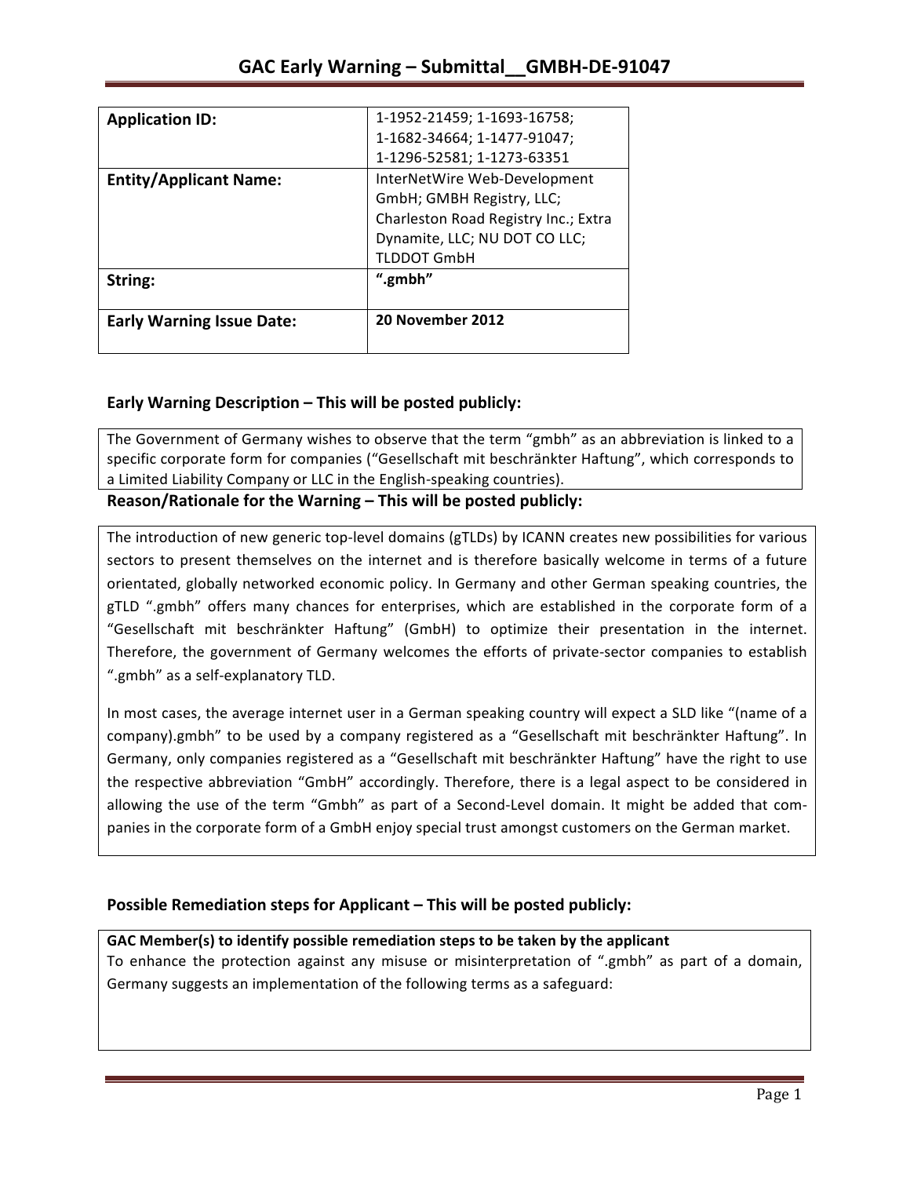# GAC Early Warning – Submittal__GMBH-DE-91047

| **Application ID:** | 1-1952-21459; 1-1693-16758; 1-1682-34664; 1-1477-91047; 1-1296-52581; 1-1273-63351 |
|---|---|
| **Entity/Applicant Name:** | InterNetWire Web-Development GmbH; GMBH Registry, LLC; Charleston Road Registry Inc.; Extra Dynamite, LLC; NU DOT CO LLC; TLDDOT GmbH |
| **String:** | **".gmbh"** |
| **Early Warning Issue Date:** | **20 November 2012** |

## Early Warning Description – This will be posted publicly:

The Government of Germany wishes to observe that the term "gmbh" as an abbreviation is linked to a specific corporate form for companies ("Gesellschaft mit beschränkter Haftung", which corresponds to a Limited Liability Company or LLC in the English-speaking countries).

## Reason/Rationale for the Warning – This will be posted publicly:

The introduction of new generic top-level domains (gTLDs) by ICANN creates new possibilities for various sectors to present themselves on the internet and is therefore basically welcome in terms of a future orientated, globally networked economic policy. In Germany and other German speaking countries, the gTLD ".gmbh" offers many chances for enterprises, which are established in the corporate form of a "Gesellschaft mit beschränkter Haftung" (GmbH) to optimize their presentation in the internet. Therefore, the government of Germany welcomes the efforts of private-sector companies to establish ".gmbh" as a self-explanatory TLD.

In most cases, the average internet user in a German speaking country will expect a SLD like "(name of a company).gmbh" to be used by a company registered as a "Gesellschaft mit beschränkter Haftung". In Germany, only companies registered as a "Gesellschaft mit beschränkter Haftung" have the right to use the respective abbreviation "GmbH" accordingly. Therefore, there is a legal aspect to be considered in allowing the use of the term "Gmbh" as part of a Second-Level domain. It might be added that companies in the corporate form of a GmbH enjoy special trust amongst customers on the German market.

## Possible Remediation steps for Applicant – This will be posted publicly:

**GAC Member(s) to identify possible remediation steps to be taken by the applicant**

To enhance the protection against any misuse or misinterpretation of ".gmbh" as part of a domain, Germany suggests an implementation of the following terms as a safeguard: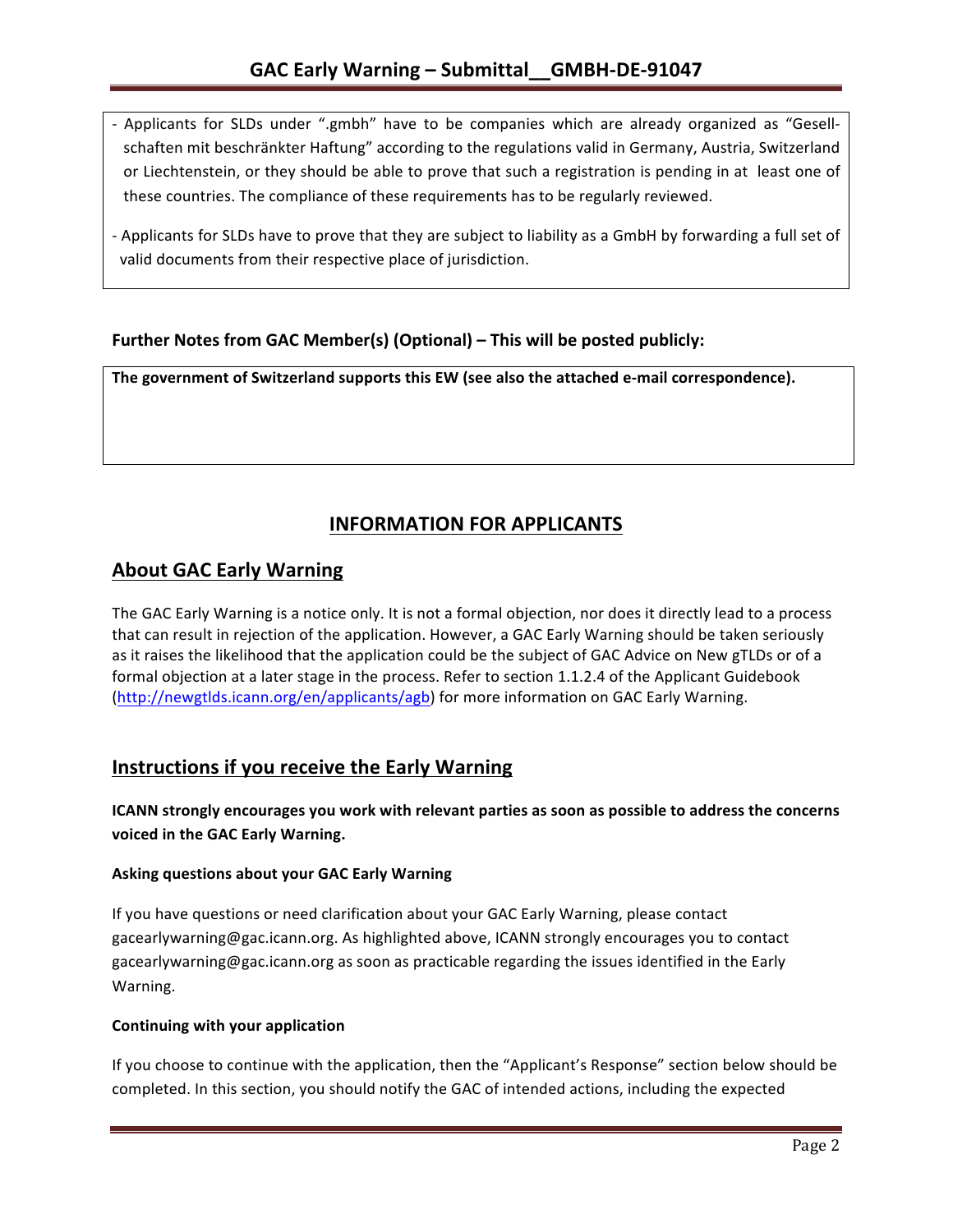- Applicants for SLDs under ".gmbh" have to be companies which are already organized as "Gesellschaften mit beschränkter Haftung" according to the regulations valid in Germany, Austria, Switzerland or Liechtenstein, or they should be able to prove that such a registration is pending in at least one of these countries. The compliance of these requirements has to be regularly reviewed.

- Applicants for SLDs have to prove that they are subject to liability as a GmbH by forwarding a full set of valid documents from their respective place of jurisdiction.

**Further Notes from GAC Member(s) (Optional) – This will be posted publicly:**

**The government of Switzerland supports this EW (see also the attached e-mail correspondence).**

## INFORMATION FOR APPLICANTS

## About GAC Early Warning

The GAC Early Warning is a notice only. It is not a formal objection, nor does it directly lead to a process that can result in rejection of the application. However, a GAC Early Warning should be taken seriously as it raises the likelihood that the application could be the subject of GAC Advice on New gTLDs or of a formal objection at a later stage in the process. Refer to section 1.1.2.4 of the Applicant Guidebook (http://newgtlds.icann.org/en/applicants/agb) for more information on GAC Early Warning.

## Instructions if you receive the Early Warning

**ICANN strongly encourages you work with relevant parties as soon as possible to address the concerns voiced in the GAC Early Warning.**

**Asking questions about your GAC Early Warning**

If you have questions or need clarification about your GAC Early Warning, please contact gacearlywarning@gac.icann.org. As highlighted above, ICANN strongly encourages you to contact gacearlywarning@gac.icann.org as soon as practicable regarding the issues identified in the Early Warning.

**Continuing with your application**

If you choose to continue with the application, then the "Applicant's Response" section below should be completed. In this section, you should notify the GAC of intended actions, including the expected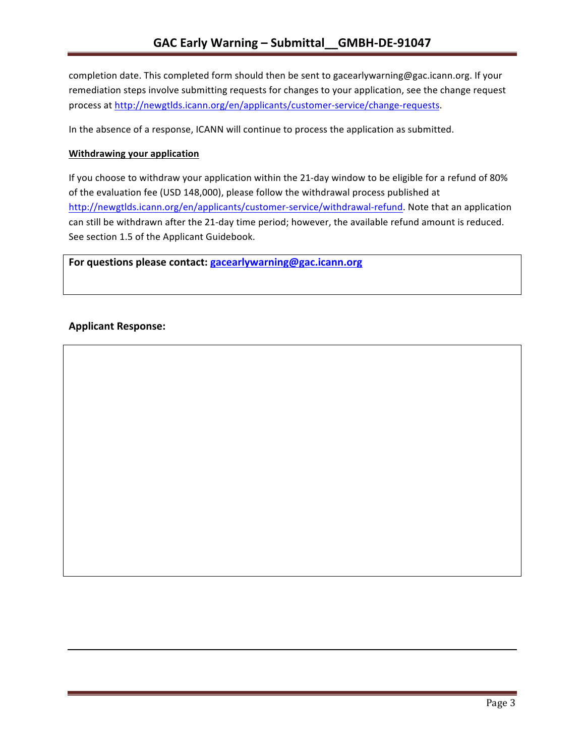completion date. This completed form should then be sent to gacearlywarning@gac.icann.org. If your remediation steps involve submitting requests for changes to your application, see the change request process at http://newgtlds.icann.org/en/applicants/customer-service/change-requests.

In the absence of a response, ICANN will continue to process the application as submitted.

**Withdrawing your application**

If you choose to withdraw your application within the 21-day window to be eligible for a refund of 80% of the evaluation fee (USD 148,000), please follow the withdrawal process published at http://newgtlds.icann.org/en/applicants/customer-service/withdrawal-refund. Note that an application can still be withdrawn after the 21-day time period; however, the available refund amount is reduced. See section 1.5 of the Applicant Guidebook.

**For questions please contact: gacearlywarning@gac.icann.org**

**Applicant Response:**